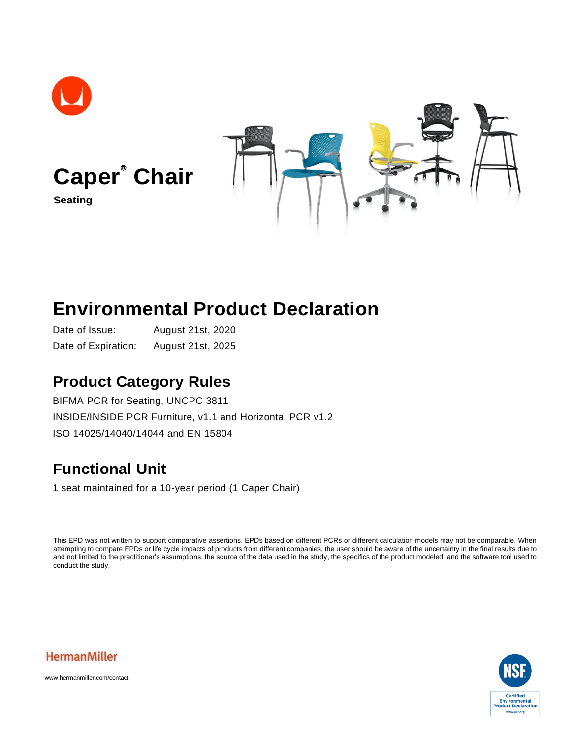# Caper® Chair

**Seating**

## Environmental Product Declaration

Date of Issue: August 21st, 2020

Date of Expiration: August 21st, 2025

## Product Category Rules

BIFMA PCR for Seating, UNCPC 3811

INSIDE/INSIDE PCR Furniture, v1.1 and Horizontal PCR v1.2

ISO 14025/14040/14044 and EN 15804

## Functional Unit

1 seat maintained for a 10-year period (1 Caper Chair)

This EPD was not written to support comparative assertions. EPDs based on different PCRs or different calculation models may not be comparable. When attempting to compare EPDs or life cycle impacts of products from different companies, the user should be aware of the uncertainty in the final results due to and not limited to the practitioner's assumptions, the source of the data used in the study, the specifics of the product modeled, and the software tool used to conduct the study.

HermanMiller

www.hermanmiller.com/contact

NSF Certified Environmental Product Declaration www.nsf.org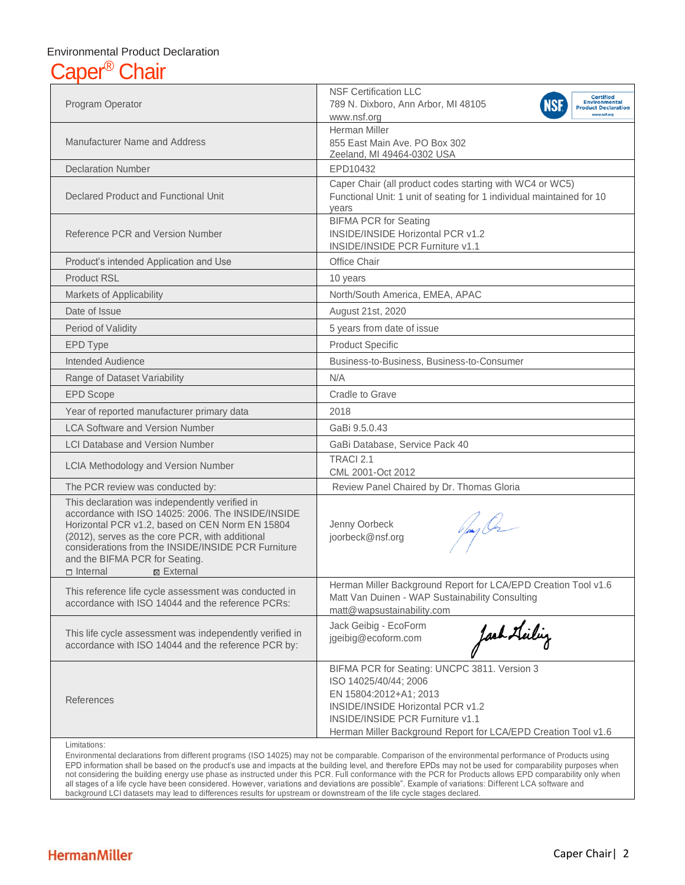Environmental Product Declaration

# Caper® Chair

| | |
|---|---|
| Program Operator | NSF Certification LLC<br>789 N. Dixboro, Ann Arbor, MI 48105<br>www.nsf.org |
| Manufacturer Name and Address | Herman Miller<br>855 East Main Ave. PO Box 302<br>Zeeland, MI 49464-0302 USA |
| Declaration Number | EPD10432 |
| Declared Product and Functional Unit | Caper Chair (all product codes starting with WC4 or WC5)<br>Functional Unit: 1 unit of seating for 1 individual maintained for 10 years |
| Reference PCR and Version Number | BIFMA PCR for Seating<br>INSIDE/INSIDE Horizontal PCR v1.2<br>INSIDE/INSIDE PCR Furniture v1.1 |
| Product's intended Application and Use | Office Chair |
| Product RSL | 10 years |
| Markets of Applicability | North/South America, EMEA, APAC |
| Date of Issue | August 21st, 2020 |
| Period of Validity | 5 years from date of issue |
| EPD Type | Product Specific |
| Intended Audience | Business-to-Business, Business-to-Consumer |
| Range of Dataset Variability | N/A |
| EPD Scope | Cradle to Grave |
| Year of reported manufacturer primary data | 2018 |
| LCA Software and Version Number | GaBi 9.5.0.43 |
| LCI Database and Version Number | GaBi Database, Service Pack 40 |
| LCIA Methodology and Version Number | TRACI 2.1<br>CML 2001-Oct 2012 |
| The PCR review was conducted by: | Review Panel Chaired by Dr. Thomas Gloria |
| This declaration was independently verified in accordance with ISO 14025: 2006. The INSIDE/INSIDE Horizontal PCR v1.2, based on CEN Norm EN 15804 (2012), serves as the core PCR, with additional considerations from the INSIDE/INSIDE PCR Furniture and the BIFMA PCR for Seating.<br>☐ Internal ☒ External | Jenny Oorbeck<br>joorbeck@nsf.org |
| This reference life cycle assessment was conducted in accordance with ISO 14044 and the reference PCRs: | Herman Miller Background Report for LCA/EPD Creation Tool v1.6<br>Matt Van Duinen - WAP Sustainability Consulting<br>matt@wapsustainability.com |
| This life cycle assessment was independently verified in accordance with ISO 14044 and the reference PCR by: | Jack Geibig - EcoForm<br>jgeibig@ecoform.com |
| References | BIFMA PCR for Seating: UNCPC 3811. Version 3<br>ISO 14025/40/44; 2006<br>EN 15804:2012+A1; 2013<br>INSIDE/INSIDE Horizontal PCR v1.2<br>INSIDE/INSIDE PCR Furniture v1.1<br>Herman Miller Background Report for LCA/EPD Creation Tool v1.6 |

Limitations:
Environmental declarations from different programs (ISO 14025) may not be comparable. Comparison of the environmental performance of Products using EPD information shall be based on the product's use and impacts at the building level, and therefore EPDs may not be used for comparability purposes when not considering the building energy use phase as instructed under this PCR. Full conformance with the PCR for Products allows EPD comparability only when all stages of a life cycle have been considered. However, variations and deviations are possible". Example of variations: Different LCA software and background LCI datasets may lead to differences results for upstream or downstream of the life cycle stages declared.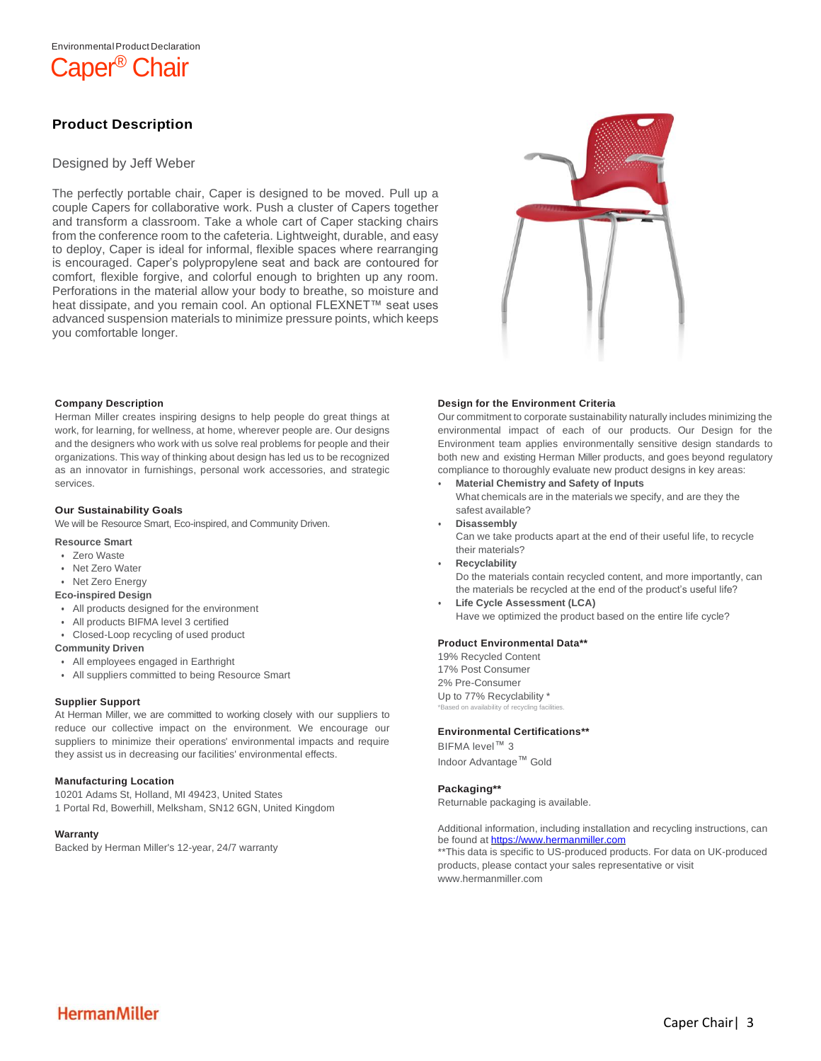Environmental Product Declaration

# Caper® Chair

## Product Description

Designed by Jeff Weber

The perfectly portable chair, Caper is designed to be moved. Pull up a couple Capers for collaborative work. Push a cluster of Capers together and transform a classroom. Take a whole cart of Caper stacking chairs from the conference room to the cafeteria. Lightweight, durable, and easy to deploy, Caper is ideal for informal, flexible spaces where rearranging is encouraged. Caper's polypropylene seat and back are contoured for comfort, flexible forgive, and colorful enough to brighten up any room. Perforations in the material allow your body to breathe, so moisture and heat dissipate, and you remain cool. An optional FLEXNET™ seat uses advanced suspension materials to minimize pressure points, which keeps you comfortable longer.

### Company Description

Herman Miller creates inspiring designs to help people do great things at work, for learning, for wellness, at home, wherever people are. Our designs and the designers who work with us solve real problems for people and their organizations. This way of thinking about design has led us to be recognized as an innovator in furnishings, personal work accessories, and strategic services.

### Our Sustainability Goals

We will be Resource Smart, Eco-inspired, and Community Driven.

**Resource Smart**

- Zero Waste
- Net Zero Water
- Net Zero Energy

**Eco-inspired Design**

- All products designed for the environment
- All products BIFMA level 3 certified
- Closed-Loop recycling of used product

**Community Driven**

- All employees engaged in Earthright
- All suppliers committed to being Resource Smart

### Supplier Support

At Herman Miller, we are committed to working closely with our suppliers to reduce our collective impact on the environment. We encourage our suppliers to minimize their operations' environmental impacts and require they assist us in decreasing our facilities' environmental effects.

### Manufacturing Location

10201 Adams St, Holland, MI 49423, United States
1 Portal Rd, Bowerhill, Melksham, SN12 6GN, United Kingdom

### Warranty

Backed by Herman Miller's 12-year, 24/7 warranty

### Design for the Environment Criteria

Our commitment to corporate sustainability naturally includes minimizing the environmental impact of each of our products. Our Design for the Environment team applies environmentally sensitive design standards to both new and existing Herman Miller products, and goes beyond regulatory compliance to thoroughly evaluate new product designs in key areas:

- **Material Chemistry and Safety of Inputs**
  What chemicals are in the materials we specify, and are they the safest available?
- **Disassembly**
  Can we take products apart at the end of their useful life, to recycle their materials?
- **Recyclability**
  Do the materials contain recycled content, and more importantly, can the materials be recycled at the end of the product's useful life?
- **Life Cycle Assessment (LCA)**
  Have we optimized the product based on the entire life cycle?

### Product Environmental Data**

19% Recycled Content
17% Post Consumer
2% Pre-Consumer
Up to 77% Recyclability *
*Based on availability of recycling facilities.

### Environmental Certifications**

BIFMA level™ 3
Indoor Advantage™ Gold

### Packaging**

Returnable packaging is available.

Additional information, including installation and recycling instructions, can be found at https://www.hermanmiller.com
**This data is specific to US-produced products. For data on UK-produced products, please contact your sales representative or visit www.hermanmiller.com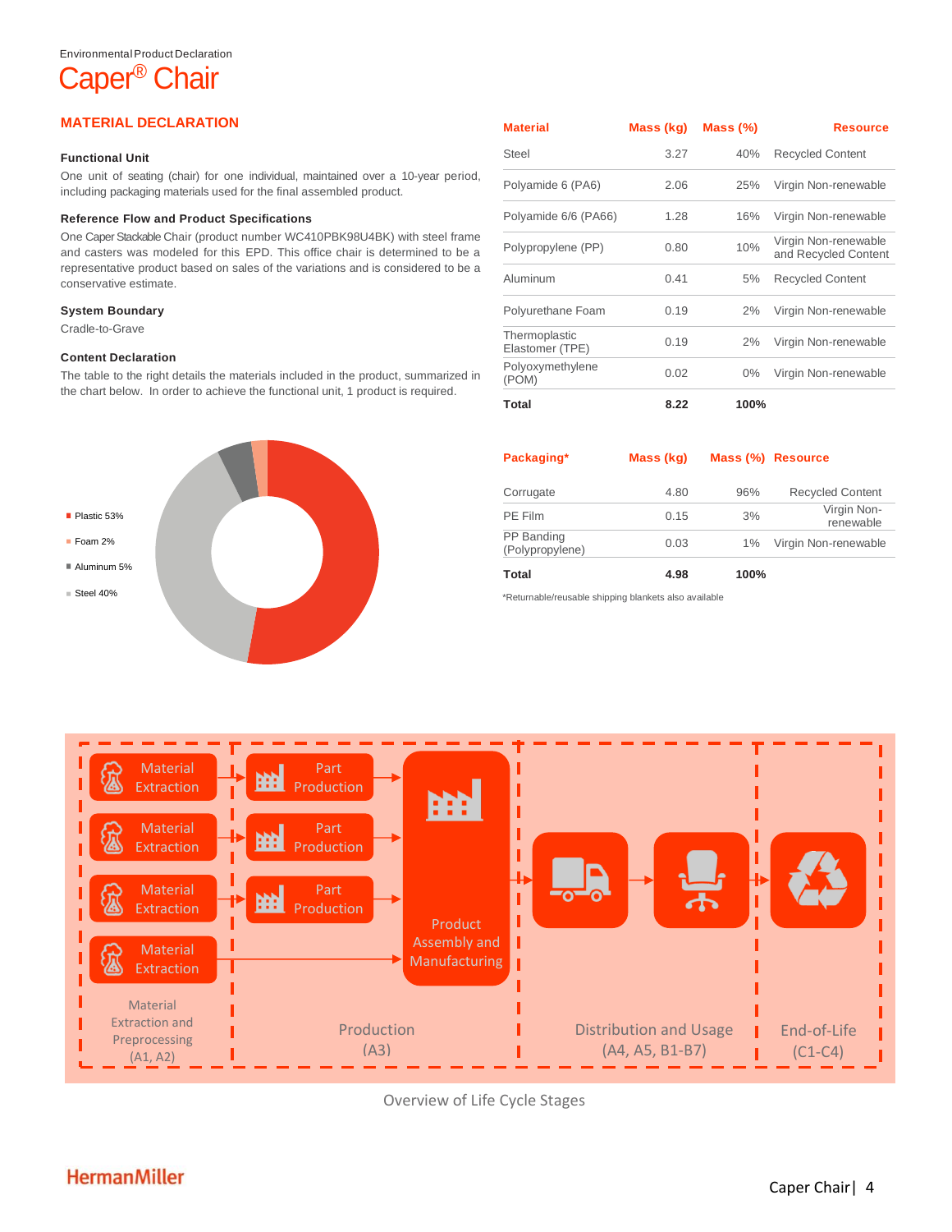Environmental Product Declaration

# Caper® Chair

## MATERIAL DECLARATION

### Functional Unit

One unit of seating (chair) for one individual, maintained over a 10-year period, including packaging materials used for the final assembled product.

### Reference Flow and Product Specifications

One Caper Stackable Chair (product number WC410PBK98U4BK) with steel frame and casters was modeled for this EPD. This office chair is determined to be a representative product based on sales of the variations and is considered to be a conservative estimate.

### System Boundary

Cradle-to-Grave

### Content Declaration

The table to the right details the materials included in the product, summarized in the chart below. In order to achieve the functional unit, 1 product is required.

- Plastic 53%
- Foam 2%
- Aluminum 5%
- Steel 40%

| Material | Mass (kg) | Mass (%) | Resource |
| --- | --- | --- | --- |
| Steel | 3.27 | 40% | Recycled Content |
| Polyamide 6 (PA6) | 2.06 | 25% | Virgin Non-renewable |
| Polyamide 6/6 (PA66) | 1.28 | 16% | Virgin Non-renewable |
| Polypropylene (PP) | 0.80 | 10% | Virgin Non-renewable and Recycled Content |
| Aluminum | 0.41 | 5% | Recycled Content |
| Polyurethane Foam | 0.19 | 2% | Virgin Non-renewable |
| Thermoplastic Elastomer (TPE) | 0.19 | 2% | Virgin Non-renewable |
| Polyoxymethylene (POM) | 0.02 | 0% | Virgin Non-renewable |
| **Total** | **8.22** | **100%** | |

| Packaging* | Mass (kg) | Mass (%) | Resource |
| --- | --- | --- | --- |
| Corrugate | 4.80 | 96% | Recycled Content |
| PE Film | 0.15 | 3% | Virgin Non-renewable |
| PP Banding (Polypropylene) | 0.03 | 1% | Virgin Non-renewable |
| **Total** | **4.98** | **100%** | |

*Returnable/reusable shipping blankets also available

Material Extraction → Part Production → Product Assembly and Manufacturing

Material Extraction and Preprocessing (A1, A2) | Production (A3) | Distribution and Usage (A4, A5, B1-B7) | End-of-Life (C1-C4)

Overview of Life Cycle Stages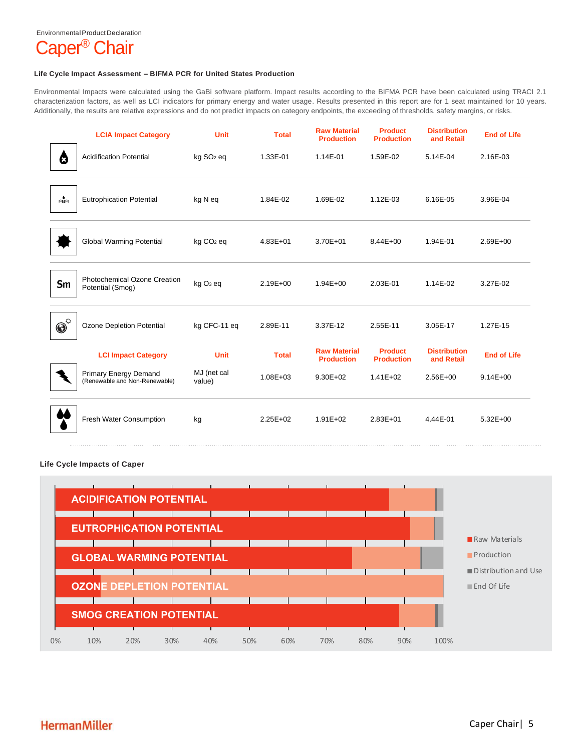Environmental Product Declaration

# Caper® Chair

### Life Cycle Impact Assessment – BIFMA PCR for United States Production

Environmental Impacts were calculated using the GaBi software platform. Impact results according to the BIFMA PCR have been calculated using TRACI 2.1 characterization factors, as well as LCI indicators for primary energy and water usage. Results presented in this report are for 1 seat maintained for 10 years. Additionally, the results are relative expressions and do not predict impacts on category endpoints, the exceeding of thresholds, safety margins, or risks.

| LCIA Impact Category | Unit | Total | Raw Material Production | Product Production | Distribution and Retail | End of Life |
|---|---|---|---|---|---|---|
| Acidification Potential | kg $SO_2$ eq | 1.33E-01 | 1.14E-01 | 1.59E-02 | 5.14E-04 | 2.16E-03 |
| Eutrophication Potential | kg N eq | 1.84E-02 | 1.69E-02 | 1.12E-03 | 6.16E-05 | 3.96E-04 |
| Global Warming Potential | kg $CO_2$ eq | 4.83E+01 | 3.70E+01 | 8.44E+00 | 1.94E-01 | 2.69E+00 |
| Photochemical Ozone Creation Potential (Smog) | kg $O_3$ eq | 2.19E+00 | 1.94E+00 | 2.03E-01 | 1.14E-02 | 3.27E-02 |
| Ozone Depletion Potential | kg CFC-11 eq | 2.89E-11 | 3.37E-12 | 2.55E-11 | 3.05E-17 | 1.27E-15 |
| **LCI Impact Category** | **Unit** | **Total** | **Raw Material Production** | **Product Production** | **Distribution and Retail** | **End of Life** |
| Primary Energy Demand (Renewable and Non-Renewable) | MJ (net cal value) | 1.08E+03 | 9.30E+02 | 1.41E+02 | 2.56E+00 | 9.14E+00 |
| Fresh Water Consumption | kg | 2.25E+02 | 1.91E+02 | 2.83E+01 | 4.44E-01 | 5.32E+00 |

### Life Cycle Impacts of Caper

Chart categories: ACIDIFICATION POTENTIAL, EUTROPHICATION POTENTIAL, GLOBAL WARMING POTENTIAL, OZONE DEPLETION POTENTIAL, SMOG CREATION POTENTIAL

Axis: 0%, 10%, 20%, 30%, 40%, 50%, 60%, 70%, 80%, 90%, 100%

Legend: Raw Materials, Production, Distribution and Use, End Of Life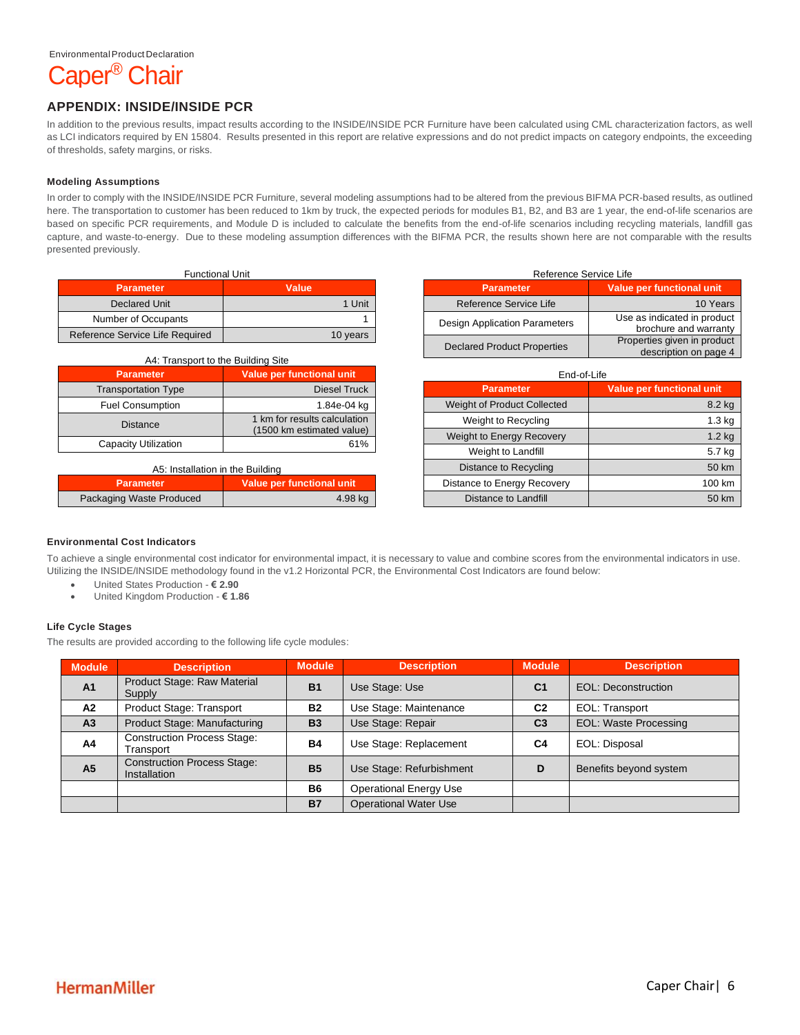Environmental Product Declaration

# Caper® Chair

## APPENDIX: INSIDE/INSIDE PCR

In addition to the previous results, impact results according to the INSIDE/INSIDE PCR Furniture have been calculated using CML characterization factors, as well as LCI indicators required by EN 15804. Results presented in this report are relative expressions and do not predict impacts on category endpoints, the exceeding of thresholds, safety margins, or risks.

### Modeling Assumptions

In order to comply with the INSIDE/INSIDE PCR Furniture, several modeling assumptions had to be altered from the previous BIFMA PCR-based results, as outlined here. The transportation to customer has been reduced to 1km by truck, the expected periods for modules B1, B2, and B3 are 1 year, the end-of-life scenarios are based on specific PCR requirements, and Module D is included to calculate the benefits from the end-of-life scenarios including recycling materials, landfill gas capture, and waste-to-energy. Due to these modeling assumption differences with the BIFMA PCR, the results shown here are not comparable with the results presented previously.

Functional Unit

| Parameter | Value |
|---|---|
| Declared Unit | 1 Unit |
| Number of Occupants | 1 |
| Reference Service Life Required | 10 years |

A4: Transport to the Building Site

| Parameter | Value per functional unit |
|---|---|
| Transportation Type | Diesel Truck |
| Fuel Consumption | 1.84e-04 kg |
| Distance | 1 km for results calculation (1500 km estimated value) |
| Capacity Utilization | 61% |

A5: Installation in the Building

| Parameter | Value per functional unit |
|---|---|
| Packaging Waste Produced | 4.98 kg |

Reference Service Life

| Parameter | Value per functional unit |
|---|---|
| Reference Service Life | 10 Years |
| Design Application Parameters | Use as indicated in product brochure and warranty |
| Declared Product Properties | Properties given in product description on page 4 |

End-of-Life

| Parameter | Value per functional unit |
|---|---|
| Weight of Product Collected | 8.2 kg |
| Weight to Recycling | 1.3 kg |
| Weight to Energy Recovery | 1.2 kg |
| Weight to Landfill | 5.7 kg |
| Distance to Recycling | 50 km |
| Distance to Energy Recovery | 100 km |
| Distance to Landfill | 50 km |

### Environmental Cost Indicators

To achieve a single environmental cost indicator for environmental impact, it is necessary to value and combine scores from the environmental indicators in use. Utilizing the INSIDE/INSIDE methodology found in the v1.2 Horizontal PCR, the Environmental Cost Indicators are found below:

- United States Production - **€ 2.90**
- United Kingdom Production - **€ 1.86**

### Life Cycle Stages

The results are provided according to the following life cycle modules:

| Module | Description | Module | Description | Module | Description |
|---|---|---|---|---|---|
| **A1** | Product Stage: Raw Material Supply | **B1** | Use Stage: Use | **C1** | EOL: Deconstruction |
| **A2** | Product Stage: Transport | **B2** | Use Stage: Maintenance | **C2** | EOL: Transport |
| **A3** | Product Stage: Manufacturing | **B3** | Use Stage: Repair | **C3** | EOL: Waste Processing |
| **A4** | Construction Process Stage: Transport | **B4** | Use Stage: Replacement | **C4** | EOL: Disposal |
| **A5** | Construction Process Stage: Installation | **B5** | Use Stage: Refurbishment | **D** | Benefits beyond system |
| | | **B6** | Operational Energy Use | | |
| | | **B7** | Operational Water Use | | |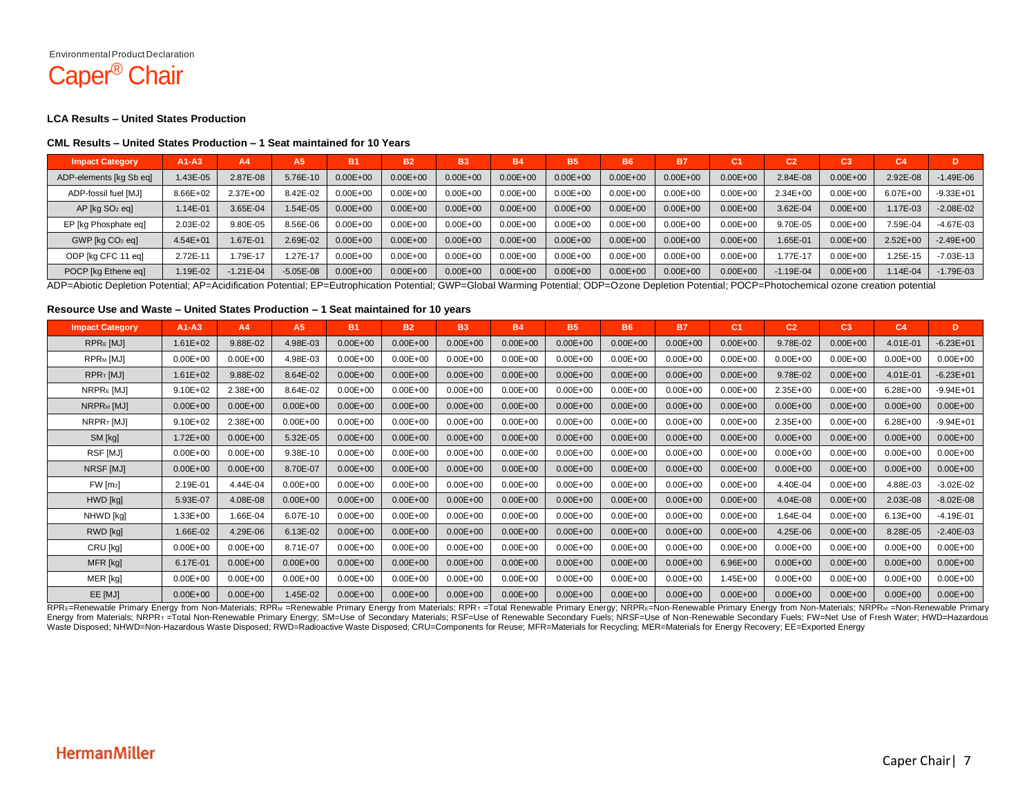Environmental Product Declaration

# Caper® Chair

### LCA Results – United States Production

#### CML Results – United States Production – 1 Seat maintained for 10 Years

| Impact Category | A1-A3 | A4 | A5 | B1 | B2 | B3 | B4 | B5 | B6 | B7 | C1 | C2 | C3 | C4 | D |
|---|---|---|---|---|---|---|---|---|---|---|---|---|---|---|---|
| ADP-elements [kg Sb eq] | 1.43E-05 | 2.87E-08 | 5.76E-10 | 0.00E+00 | 0.00E+00 | 0.00E+00 | 0.00E+00 | 0.00E+00 | 0.00E+00 | 0.00E+00 | 0.00E+00 | 2.84E-08 | 0.00E+00 | 2.92E-08 | -1.49E-06 |
| ADP-fossil fuel [MJ] | 8.66E+02 | 2.37E+00 | 8.42E-02 | 0.00E+00 | 0.00E+00 | 0.00E+00 | 0.00E+00 | 0.00E+00 | 0.00E+00 | 0.00E+00 | 0.00E+00 | 2.34E+00 | 0.00E+00 | 6.07E+00 | -9.33E+01 |
| AP [kg $SO_2$ eq] | 1.14E-01 | 3.65E-04 | 1.54E-05 | 0.00E+00 | 0.00E+00 | 0.00E+00 | 0.00E+00 | 0.00E+00 | 0.00E+00 | 0.00E+00 | 0.00E+00 | 3.62E-04 | 0.00E+00 | 1.17E-03 | -2.08E-02 |
| EP [kg Phosphate eq] | 2.03E-02 | 9.80E-05 | 8.56E-06 | 0.00E+00 | 0.00E+00 | 0.00E+00 | 0.00E+00 | 0.00E+00 | 0.00E+00 | 0.00E+00 | 0.00E+00 | 9.70E-05 | 0.00E+00 | 7.59E-04 | -4.67E-03 |
| GWP [kg $CO_2$ eq] | 4.54E+01 | 1.67E-01 | 2.69E-02 | 0.00E+00 | 0.00E+00 | 0.00E+00 | 0.00E+00 | 0.00E+00 | 0.00E+00 | 0.00E+00 | 0.00E+00 | 1.65E-01 | 0.00E+00 | 2.52E+00 | -2.49E+00 |
| ODP [kg CFC 11 eq] | 2.72E-11 | 1.79E-17 | 1.27E-17 | 0.00E+00 | 0.00E+00 | 0.00E+00 | 0.00E+00 | 0.00E+00 | 0.00E+00 | 0.00E+00 | 0.00E+00 | 1.77E-17 | 0.00E+00 | 1.25E-15 | -7.03E-13 |
| POCP [kg Ethene eq] | 1.19E-02 | -1.21E-04 | -5.05E-08 | 0.00E+00 | 0.00E+00 | 0.00E+00 | 0.00E+00 | 0.00E+00 | 0.00E+00 | 0.00E+00 | 0.00E+00 | -1.19E-04 | 0.00E+00 | 1.14E-04 | -1.79E-03 |

ADP=Abiotic Depletion Potential; AP=Acidification Potential; EP=Eutrophication Potential; GWP=Global Warming Potential; ODP=Ozone Depletion Potential; POCP=Photochemical ozone creation potential

#### Resource Use and Waste – United States Production – 1 Seat maintained for 10 years

| Impact Category | A1-A3 | A4 | A5 | B1 | B2 | B3 | B4 | B5 | B6 | B7 | C1 | C2 | C3 | C4 | D |
|---|---|---|---|---|---|---|---|---|---|---|---|---|---|---|---|
| $RPR_E$ [MJ] | 1.61E+02 | 9.88E-02 | 4.98E-03 | 0.00E+00 | 0.00E+00 | 0.00E+00 | 0.00E+00 | 0.00E+00 | 0.00E+00 | 0.00E+00 | 0.00E+00 | 9.78E-02 | 0.00E+00 | 4.01E-01 | -6.23E+01 |
| $RPR_M$ [MJ] | 0.00E+00 | 0.00E+00 | 4.98E-03 | 0.00E+00 | 0.00E+00 | 0.00E+00 | 0.00E+00 | 0.00E+00 | 0.00E+00 | 0.00E+00 | 0.00E+00 | 0.00E+00 | 0.00E+00 | 0.00E+00 | 0.00E+00 |
| $RPR_T$ [MJ] | 1.61E+02 | 9.88E-02 | 8.64E-02 | 0.00E+00 | 0.00E+00 | 0.00E+00 | 0.00E+00 | 0.00E+00 | 0.00E+00 | 0.00E+00 | 0.00E+00 | 9.78E-02 | 0.00E+00 | 4.01E-01 | -6.23E+01 |
| $NRPR_E$ [MJ] | 9.10E+02 | 2.38E+00 | 8.64E-02 | 0.00E+00 | 0.00E+00 | 0.00E+00 | 0.00E+00 | 0.00E+00 | 0.00E+00 | 0.00E+00 | 0.00E+00 | 2.35E+00 | 0.00E+00 | 6.28E+00 | -9.94E+01 |
| $NRPR_M$ [MJ] | 0.00E+00 | 0.00E+00 | 0.00E+00 | 0.00E+00 | 0.00E+00 | 0.00E+00 | 0.00E+00 | 0.00E+00 | 0.00E+00 | 0.00E+00 | 0.00E+00 | 0.00E+00 | 0.00E+00 | 0.00E+00 | 0.00E+00 |
| $NRPR_T$ [MJ] | 9.10E+02 | 2.38E+00 | 0.00E+00 | 0.00E+00 | 0.00E+00 | 0.00E+00 | 0.00E+00 | 0.00E+00 | 0.00E+00 | 0.00E+00 | 0.00E+00 | 2.35E+00 | 0.00E+00 | 6.28E+00 | -9.94E+01 |
| SM [kg] | 1.72E+00 | 0.00E+00 | 5.32E-05 | 0.00E+00 | 0.00E+00 | 0.00E+00 | 0.00E+00 | 0.00E+00 | 0.00E+00 | 0.00E+00 | 0.00E+00 | 0.00E+00 | 0.00E+00 | 0.00E+00 | 0.00E+00 |
| RSF [MJ] | 0.00E+00 | 0.00E+00 | 9.38E-10 | 0.00E+00 | 0.00E+00 | 0.00E+00 | 0.00E+00 | 0.00E+00 | 0.00E+00 | 0.00E+00 | 0.00E+00 | 0.00E+00 | 0.00E+00 | 0.00E+00 | 0.00E+00 |
| NRSF [MJ] | 0.00E+00 | 0.00E+00 | 8.70E-07 | 0.00E+00 | 0.00E+00 | 0.00E+00 | 0.00E+00 | 0.00E+00 | 0.00E+00 | 0.00E+00 | 0.00E+00 | 0.00E+00 | 0.00E+00 | 0.00E+00 | 0.00E+00 |
| FW [$m^3$] | 2.19E-01 | 4.44E-04 | 0.00E+00 | 0.00E+00 | 0.00E+00 | 0.00E+00 | 0.00E+00 | 0.00E+00 | 0.00E+00 | 0.00E+00 | 0.00E+00 | 4.40E-04 | 0.00E+00 | 4.88E-03 | -3.02E-02 |
| HWD [kg] | 5.93E-07 | 4.08E-08 | 0.00E+00 | 0.00E+00 | 0.00E+00 | 0.00E+00 | 0.00E+00 | 0.00E+00 | 0.00E+00 | 0.00E+00 | 0.00E+00 | 4.04E-08 | 0.00E+00 | 2.03E-08 | -8.02E-08 |
| NHWD [kg] | 1.33E+00 | 1.66E-04 | 6.07E-10 | 0.00E+00 | 0.00E+00 | 0.00E+00 | 0.00E+00 | 0.00E+00 | 0.00E+00 | 0.00E+00 | 0.00E+00 | 1.64E-04 | 0.00E+00 | 6.13E+00 | -4.19E-01 |
| RWD [kg] | 1.66E-02 | 4.29E-06 | 6.13E-02 | 0.00E+00 | 0.00E+00 | 0.00E+00 | 0.00E+00 | 0.00E+00 | 0.00E+00 | 0.00E+00 | 0.00E+00 | 4.25E-06 | 0.00E+00 | 8.28E-05 | -2.40E-03 |
| CRU [kg] | 0.00E+00 | 0.00E+00 | 8.71E-07 | 0.00E+00 | 0.00E+00 | 0.00E+00 | 0.00E+00 | 0.00E+00 | 0.00E+00 | 0.00E+00 | 0.00E+00 | 0.00E+00 | 0.00E+00 | 0.00E+00 | 0.00E+00 |
| MFR [kg] | 6.17E-01 | 0.00E+00 | 0.00E+00 | 0.00E+00 | 0.00E+00 | 0.00E+00 | 0.00E+00 | 0.00E+00 | 0.00E+00 | 0.00E+00 | 6.96E+00 | 0.00E+00 | 0.00E+00 | 0.00E+00 | 0.00E+00 |
| MER [kg] | 0.00E+00 | 0.00E+00 | 0.00E+00 | 0.00E+00 | 0.00E+00 | 0.00E+00 | 0.00E+00 | 0.00E+00 | 0.00E+00 | 0.00E+00 | 1.45E+00 | 0.00E+00 | 0.00E+00 | 0.00E+00 | 0.00E+00 |
| EE [MJ] | 0.00E+00 | 0.00E+00 | 1.45E-02 | 0.00E+00 | 0.00E+00 | 0.00E+00 | 0.00E+00 | 0.00E+00 | 0.00E+00 | 0.00E+00 | 0.00E+00 | 0.00E+00 | 0.00E+00 | 0.00E+00 | 0.00E+00 |

$RPR_E$=Renewable Primary Energy from Non-Materials; $RPR_M$ =Renewable Primary Energy from Materials; $RPR_T$ =Total Renewable Primary Energy; $NRPR_E$=Non-Renewable Primary Energy from Non-Materials; $NRPR_M$ =Non-Renewable Primary Energy from Materials; $NRPR_T$ =Total Non-Renewable Primary Energy; SM=Use of Secondary Materials; RSF=Use of Renewable Secondary Fuels; NRSF=Use of Non-Renewable Secondary Fuels; FW=Net Use of Fresh Water; HWD=Hazardous Waste Disposed; NHWD=Non-Hazardous Waste Disposed; RWD=Radioactive Waste Disposed; CRU=Components for Reuse; MFR=Materials for Recycling; MER=Materials for Energy Recovery; EE=Exported Energy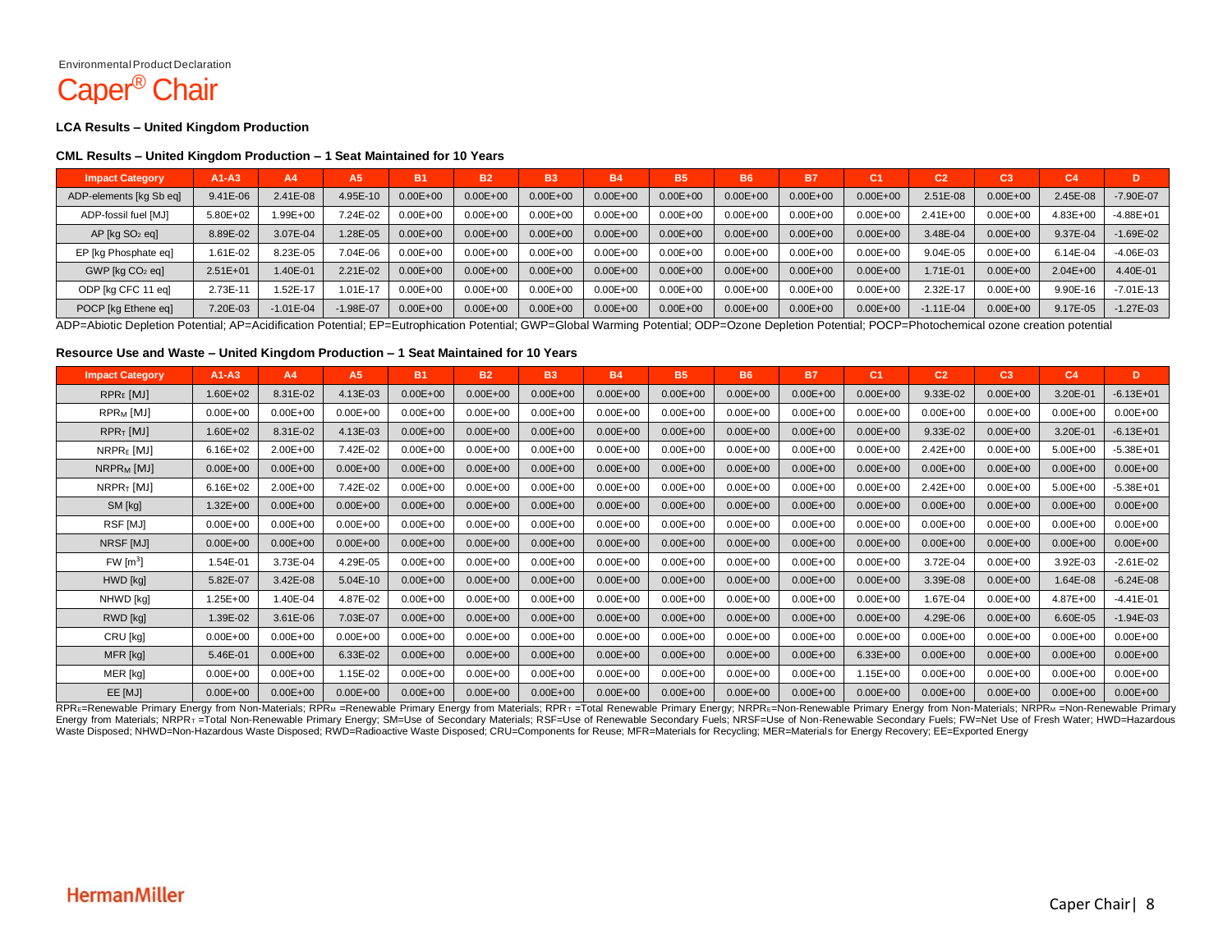Environmental Product Declaration

# Caper® Chair

**LCA Results – United Kingdom Production**

**CML Results – United Kingdom Production – 1 Seat Maintained for 10 Years**

| Impact Category | A1-A3 | A4 | A5 | B1 | B2 | B3 | B4 | B5 | B6 | B7 | C1 | C2 | C3 | C4 | D |
|---|---|---|---|---|---|---|---|---|---|---|---|---|---|---|---|
| ADP-elements [kg Sb eq] | 9.41E-06 | 2.41E-08 | 4.95E-10 | 0.00E+00 | 0.00E+00 | 0.00E+00 | 0.00E+00 | 0.00E+00 | 0.00E+00 | 0.00E+00 | 0.00E+00 | 2.51E-08 | 0.00E+00 | 2.45E-08 | -7.90E-07 |
| ADP-fossil fuel [MJ] | 5.80E+02 | 1.99E+00 | 7.24E-02 | 0.00E+00 | 0.00E+00 | 0.00E+00 | 0.00E+00 | 0.00E+00 | 0.00E+00 | 0.00E+00 | 0.00E+00 | 2.41E+00 | 0.00E+00 | 4.83E+00 | -4.88E+01 |
| AP [kg $SO_2$ eq] | 8.89E-02 | 3.07E-04 | 1.28E-05 | 0.00E+00 | 0.00E+00 | 0.00E+00 | 0.00E+00 | 0.00E+00 | 0.00E+00 | 0.00E+00 | 0.00E+00 | 3.48E-04 | 0.00E+00 | 9.37E-04 | -1.69E-02 |
| EP [kg Phosphate eq] | 1.61E-02 | 8.23E-05 | 7.04E-06 | 0.00E+00 | 0.00E+00 | 0.00E+00 | 0.00E+00 | 0.00E+00 | 0.00E+00 | 0.00E+00 | 0.00E+00 | 9.04E-05 | 0.00E+00 | 6.14E-04 | -4.06E-03 |
| GWP [kg $CO_2$ eq] | 2.51E+01 | 1.40E-01 | 2.21E-02 | 0.00E+00 | 0.00E+00 | 0.00E+00 | 0.00E+00 | 0.00E+00 | 0.00E+00 | 0.00E+00 | 0.00E+00 | 1.71E-01 | 0.00E+00 | 2.04E+00 | 4.40E-01 |
| ODP [kg CFC 11 eq] | 2.73E-11 | 1.52E-17 | 1.01E-17 | 0.00E+00 | 0.00E+00 | 0.00E+00 | 0.00E+00 | 0.00E+00 | 0.00E+00 | 0.00E+00 | 0.00E+00 | 2.32E-17 | 0.00E+00 | 9.90E-16 | -7.01E-13 |
| POCP [kg Ethene eq] | 7.20E-03 | -1.01E-04 | -1.98E-07 | 0.00E+00 | 0.00E+00 | 0.00E+00 | 0.00E+00 | 0.00E+00 | 0.00E+00 | 0.00E+00 | 0.00E+00 | -1.11E-04 | 0.00E+00 | 9.17E-05 | -1.27E-03 |

ADP=Abiotic Depletion Potential; AP=Acidification Potential; EP=Eutrophication Potential; GWP=Global Warming Potential; ODP=Ozone Depletion Potential; POCP=Photochemical ozone creation potential

**Resource Use and Waste – United Kingdom Production – 1 Seat Maintained for 10 Years**

| Impact Category | A1-A3 | A4 | A5 | B1 | B2 | B3 | B4 | B5 | B6 | B7 | C1 | C2 | C3 | C4 | D |
|---|---|---|---|---|---|---|---|---|---|---|---|---|---|---|---|
| $RPR_E$ [MJ] | 1.60E+02 | 8.31E-02 | 4.13E-03 | 0.00E+00 | 0.00E+00 | 0.00E+00 | 0.00E+00 | 0.00E+00 | 0.00E+00 | 0.00E+00 | 0.00E+00 | 9.33E-02 | 0.00E+00 | 3.20E-01 | -6.13E+01 |
| $RPR_M$ [MJ] | 0.00E+00 | 0.00E+00 | 0.00E+00 | 0.00E+00 | 0.00E+00 | 0.00E+00 | 0.00E+00 | 0.00E+00 | 0.00E+00 | 0.00E+00 | 0.00E+00 | 0.00E+00 | 0.00E+00 | 0.00E+00 | 0.00E+00 |
| $RPR_T$ [MJ] | 1.60E+02 | 8.31E-02 | 4.13E-03 | 0.00E+00 | 0.00E+00 | 0.00E+00 | 0.00E+00 | 0.00E+00 | 0.00E+00 | 0.00E+00 | 0.00E+00 | 9.33E-02 | 0.00E+00 | 3.20E-01 | -6.13E+01 |
| $NRPR_E$ [MJ] | 6.16E+02 | 2.00E+00 | 7.42E-02 | 0.00E+00 | 0.00E+00 | 0.00E+00 | 0.00E+00 | 0.00E+00 | 0.00E+00 | 0.00E+00 | 0.00E+00 | 2.42E+00 | 0.00E+00 | 5.00E+00 | -5.38E+01 |
| $NRPR_M$ [MJ] | 0.00E+00 | 0.00E+00 | 0.00E+00 | 0.00E+00 | 0.00E+00 | 0.00E+00 | 0.00E+00 | 0.00E+00 | 0.00E+00 | 0.00E+00 | 0.00E+00 | 0.00E+00 | 0.00E+00 | 0.00E+00 | 0.00E+00 |
| $NRPR_T$ [MJ] | 6.16E+02 | 2.00E+00 | 7.42E-02 | 0.00E+00 | 0.00E+00 | 0.00E+00 | 0.00E+00 | 0.00E+00 | 0.00E+00 | 0.00E+00 | 0.00E+00 | 2.42E+00 | 0.00E+00 | 5.00E+00 | -5.38E+01 |
| SM [kg] | 1.32E+00 | 0.00E+00 | 0.00E+00 | 0.00E+00 | 0.00E+00 | 0.00E+00 | 0.00E+00 | 0.00E+00 | 0.00E+00 | 0.00E+00 | 0.00E+00 | 0.00E+00 | 0.00E+00 | 0.00E+00 | 0.00E+00 |
| RSF [MJ] | 0.00E+00 | 0.00E+00 | 0.00E+00 | 0.00E+00 | 0.00E+00 | 0.00E+00 | 0.00E+00 | 0.00E+00 | 0.00E+00 | 0.00E+00 | 0.00E+00 | 0.00E+00 | 0.00E+00 | 0.00E+00 | 0.00E+00 |
| NRSF [MJ] | 0.00E+00 | 0.00E+00 | 0.00E+00 | 0.00E+00 | 0.00E+00 | 0.00E+00 | 0.00E+00 | 0.00E+00 | 0.00E+00 | 0.00E+00 | 0.00E+00 | 0.00E+00 | 0.00E+00 | 0.00E+00 | 0.00E+00 |
| FW [$m^3$] | 1.54E-01 | 3.73E-04 | 4.29E-05 | 0.00E+00 | 0.00E+00 | 0.00E+00 | 0.00E+00 | 0.00E+00 | 0.00E+00 | 0.00E+00 | 0.00E+00 | 3.72E-04 | 0.00E+00 | 3.92E-03 | -2.61E-02 |
| HWD [kg] | 5.82E-07 | 3.42E-08 | 5.04E-10 | 0.00E+00 | 0.00E+00 | 0.00E+00 | 0.00E+00 | 0.00E+00 | 0.00E+00 | 0.00E+00 | 0.00E+00 | 3.39E-08 | 0.00E+00 | 1.64E-08 | -6.24E-08 |
| NHWD [kg] | 1.25E+00 | 1.40E-04 | 4.87E-02 | 0.00E+00 | 0.00E+00 | 0.00E+00 | 0.00E+00 | 0.00E+00 | 0.00E+00 | 0.00E+00 | 0.00E+00 | 1.67E-04 | 0.00E+00 | 4.87E+00 | -4.41E-01 |
| RWD [kg] | 1.39E-02 | 3.61E-06 | 7.03E-07 | 0.00E+00 | 0.00E+00 | 0.00E+00 | 0.00E+00 | 0.00E+00 | 0.00E+00 | 0.00E+00 | 0.00E+00 | 4.29E-06 | 0.00E+00 | 6.60E-05 | -1.94E-03 |
| CRU [kg] | 0.00E+00 | 0.00E+00 | 0.00E+00 | 0.00E+00 | 0.00E+00 | 0.00E+00 | 0.00E+00 | 0.00E+00 | 0.00E+00 | 0.00E+00 | 0.00E+00 | 0.00E+00 | 0.00E+00 | 0.00E+00 | 0.00E+00 |
| MFR [kg] | 5.46E-01 | 0.00E+00 | 6.33E-02 | 0.00E+00 | 0.00E+00 | 0.00E+00 | 0.00E+00 | 0.00E+00 | 0.00E+00 | 0.00E+00 | 6.33E+00 | 0.00E+00 | 0.00E+00 | 0.00E+00 | 0.00E+00 |
| MER [kg] | 0.00E+00 | 0.00E+00 | 1.15E-02 | 0.00E+00 | 0.00E+00 | 0.00E+00 | 0.00E+00 | 0.00E+00 | 0.00E+00 | 0.00E+00 | 1.15E+00 | 0.00E+00 | 0.00E+00 | 0.00E+00 | 0.00E+00 |
| EE [MJ] | 0.00E+00 | 0.00E+00 | 0.00E+00 | 0.00E+00 | 0.00E+00 | 0.00E+00 | 0.00E+00 | 0.00E+00 | 0.00E+00 | 0.00E+00 | 0.00E+00 | 0.00E+00 | 0.00E+00 | 0.00E+00 | 0.00E+00 |

$RPR_E$=Renewable Primary Energy from Non-Materials; $RPR_M$ =Renewable Primary Energy from Materials; $RPR_T$ =Total Renewable Primary Energy; $NRPR_E$=Non-Renewable Primary Energy from Non-Materials; $NRPR_M$ =Non-Renewable Primary Energy from Materials; $NRPR_T$ =Total Non-Renewable Primary Energy; SM=Use of Secondary Materials; RSF=Use of Renewable Secondary Fuels; NRSF=Use of Non-Renewable Secondary Fuels; FW=Net Use of Fresh Water; HWD=Hazardous Waste Disposed; NHWD=Non-Hazardous Waste Disposed; RWD=Radioactive Waste Disposed; CRU=Components for Reuse; MFR=Materials for Recycling; MER=Materials for Energy Recovery; EE=Exported Energy

HermanMiller